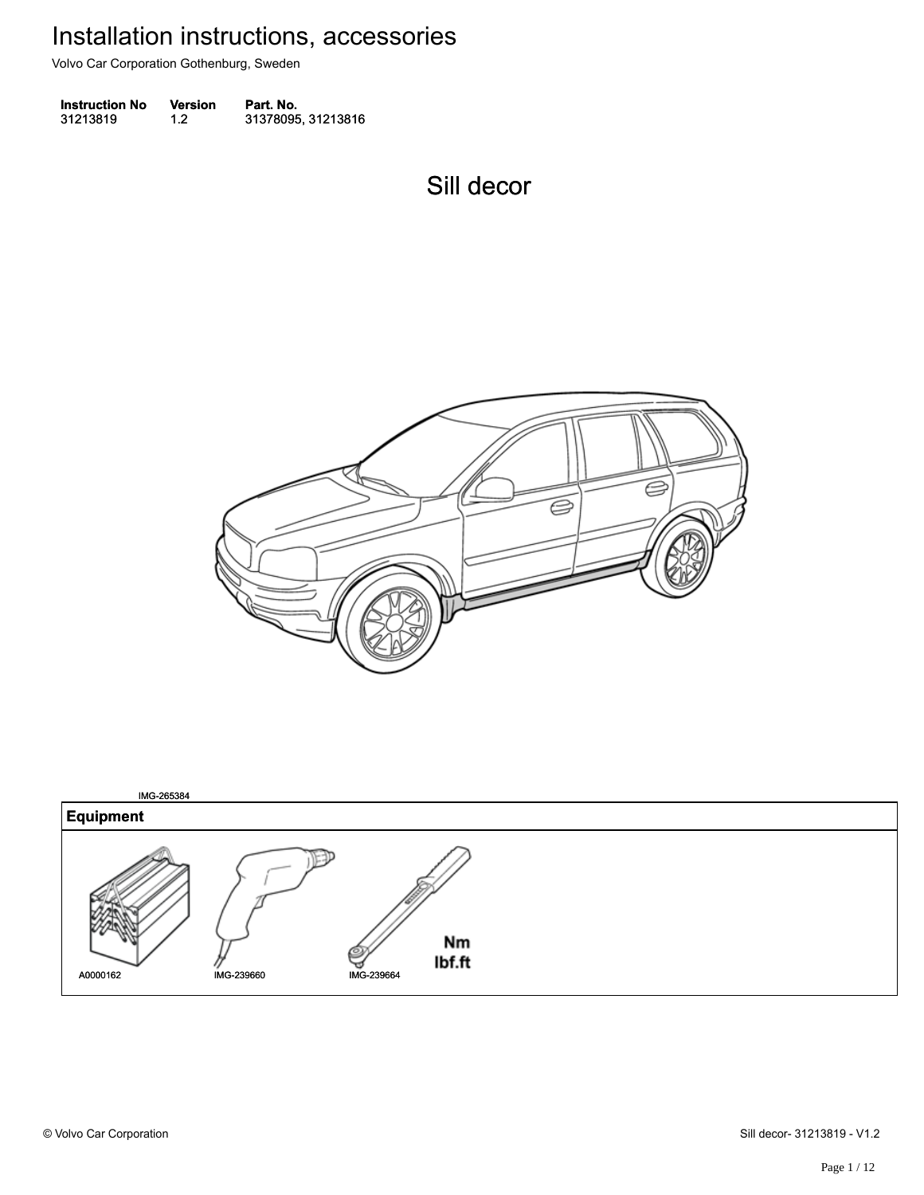# Installation instructions, accessories

Volvo Car Corporation Gothenburg, Sweden

| Instruction No | Version | Part. No. |
| --- | --- | --- |
| 31213819 | 1.2 | 31378095, 31213816 |

## Sill decor

IMG-265384

| Equipment |
| --- |
| A0000162 IMG-239660 IMG-239664 Nm lbf.ft |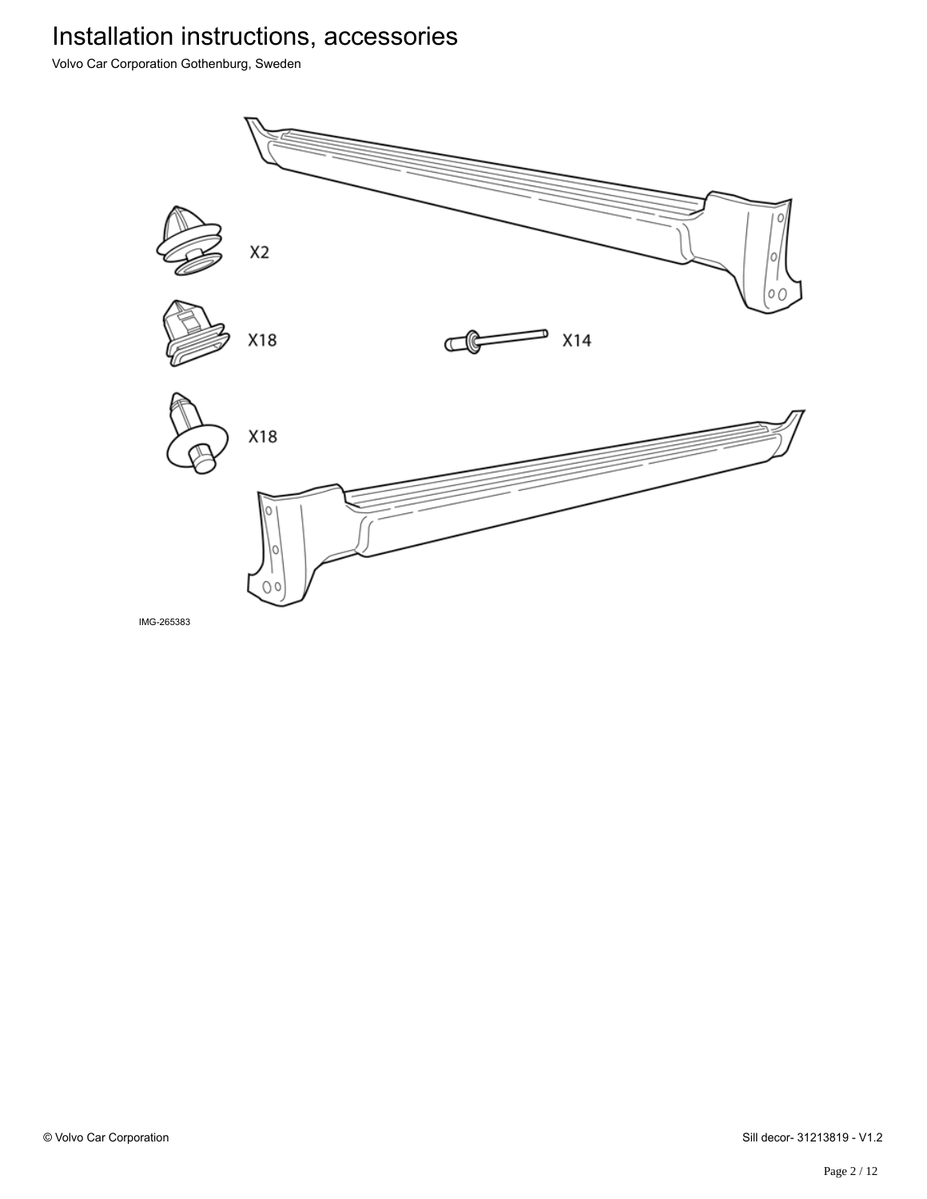X2

X18

X14

X18

IMG-265383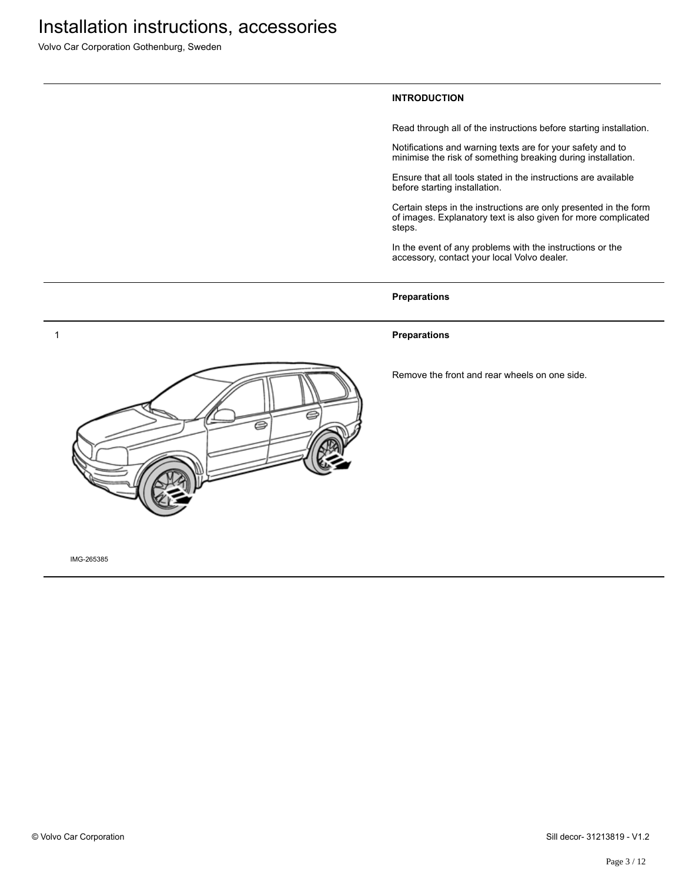# Installation instructions, accessories

Volvo Car Corporation Gothenburg, Sweden

## INTRODUCTION

Read through all of the instructions before starting installation.

Notifications and warning texts are for your safety and to minimise the risk of something breaking during installation.

Ensure that all tools stated in the instructions are available before starting installation.

Certain steps in the instructions are only presented in the form of images. Explanatory text is also given for more complicated steps.

In the event of any problems with the instructions or the accessory, contact your local Volvo dealer.

## Preparations

1

### Preparations

Remove the front and rear wheels on one side.

IMG-265385

© Volvo Car Corporation

Sill decor- 31213819 - V1.2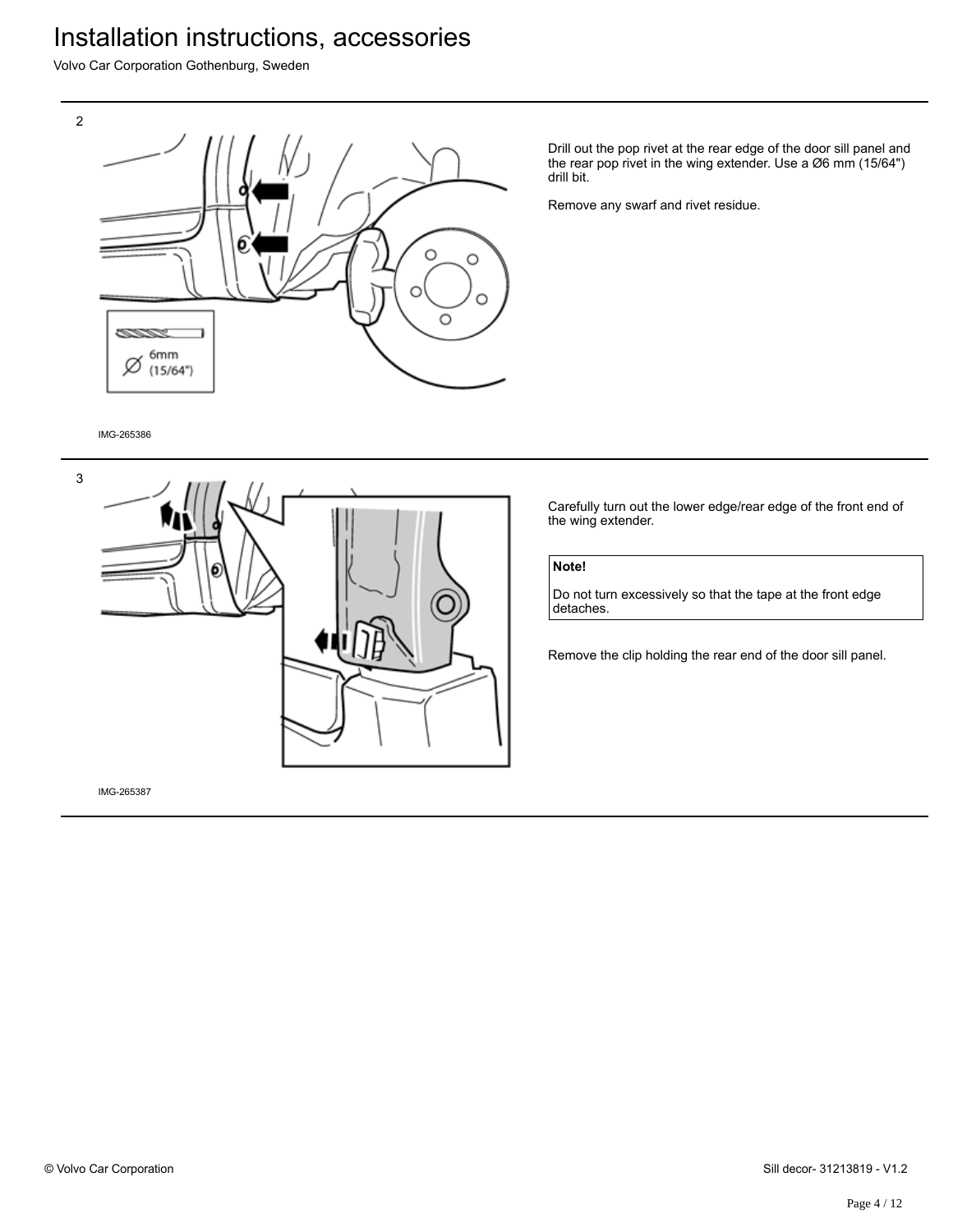2

Drill out the pop rivet at the rear edge of the door sill panel and the rear pop rivet in the wing extender. Use a Ø6 mm (15/64") drill bit.

Remove any swarf and rivet residue.

IMG-265386

3

Carefully turn out the lower edge/rear edge of the front end of the wing extender.

> **Note!**
>
> Do not turn excessively so that the tape at the front edge detaches.

Remove the clip holding the rear end of the door sill panel.

IMG-265387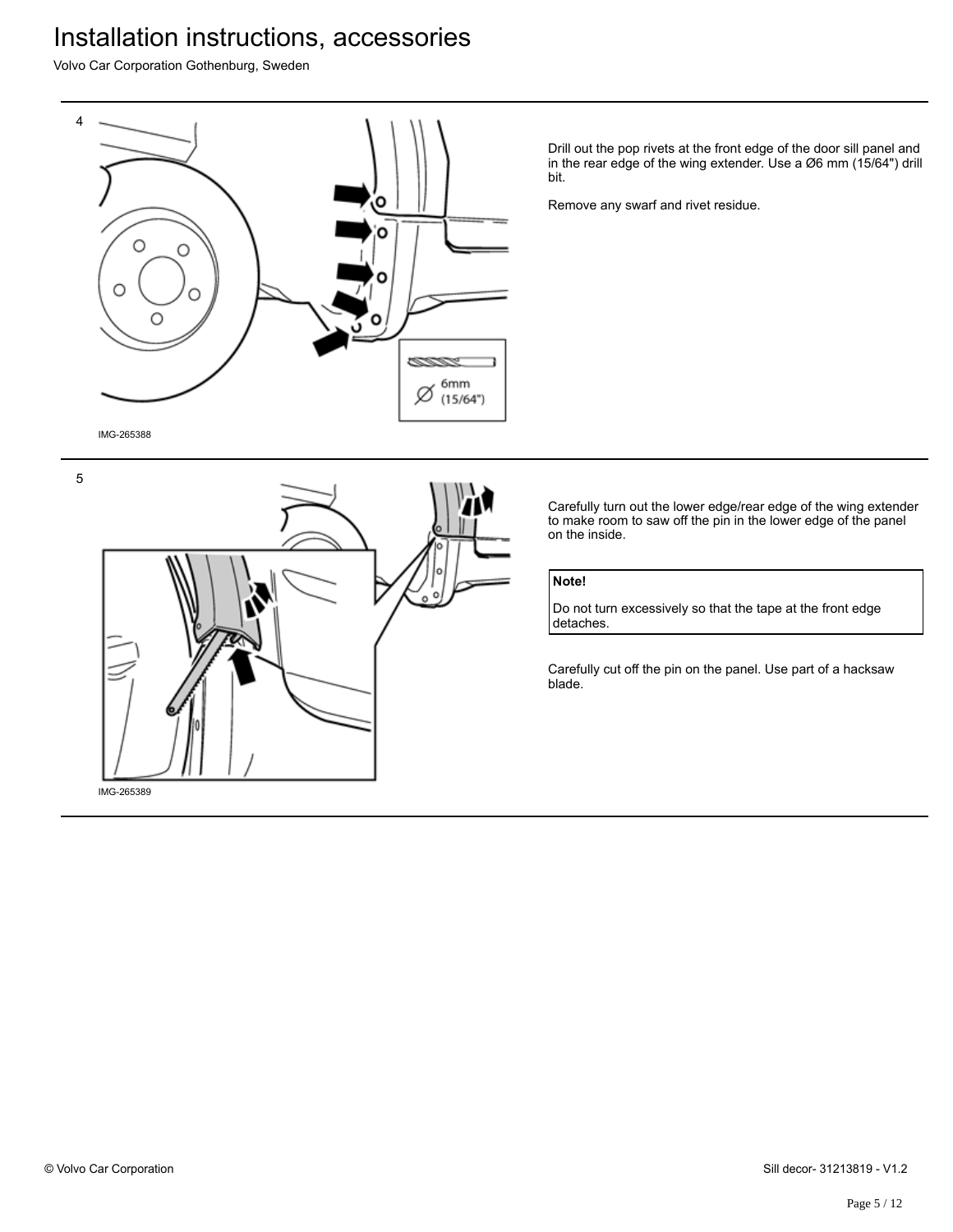4

IMG-265388

Drill out the pop rivets at the front edge of the door sill panel and in the rear edge of the wing extender. Use a Ø6 mm (15/64") drill bit.

Remove any swarf and rivet residue.

5

IMG-265389

Carefully turn out the lower edge/rear edge of the wing extender to make room to saw off the pin in the lower edge of the panel on the inside.

**Note!**

Do not turn excessively so that the tape at the front edge detaches.

Carefully cut off the pin on the panel. Use part of a hacksaw blade.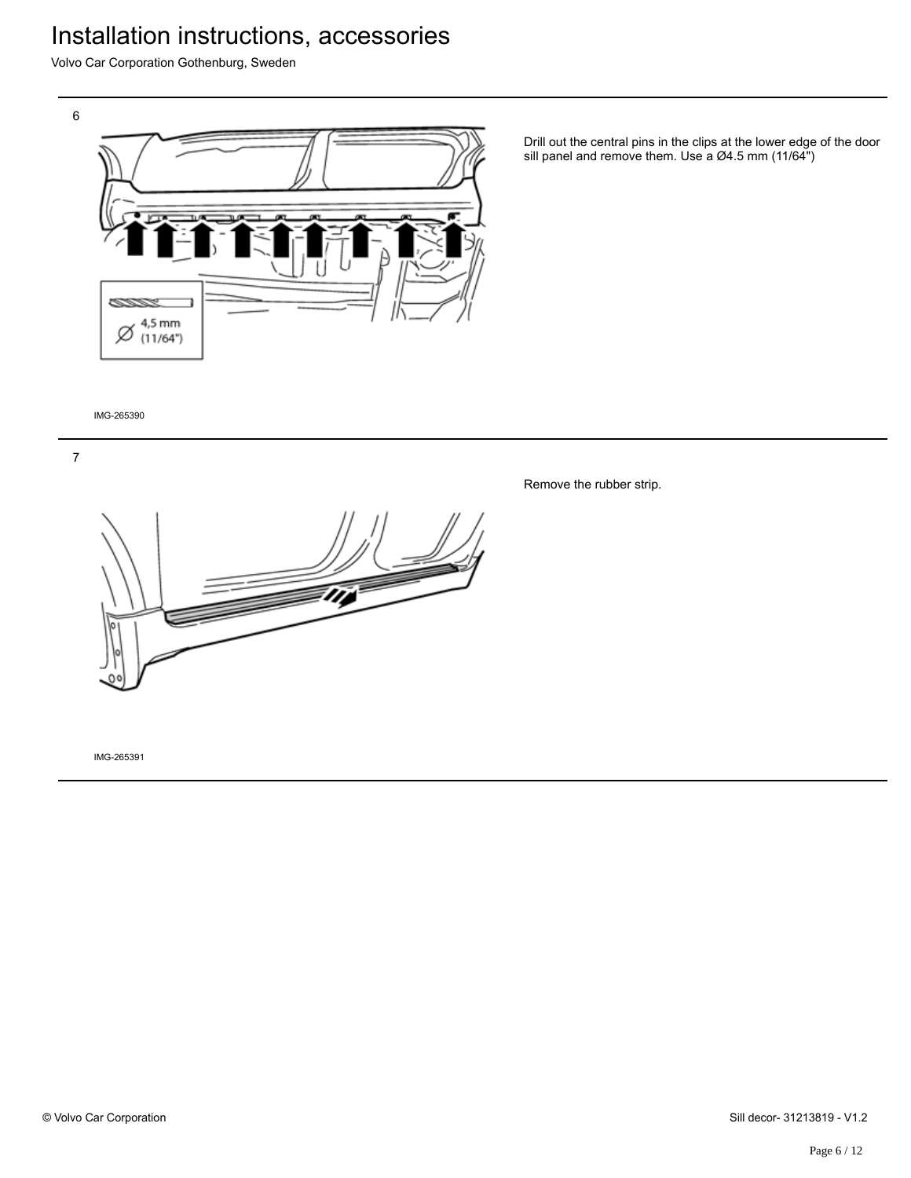6

Drill out the central pins in the clips at the lower edge of the door sill panel and remove them. Use a Ø4.5 mm (11/64")

IMG-265390

7

Remove the rubber strip.

IMG-265391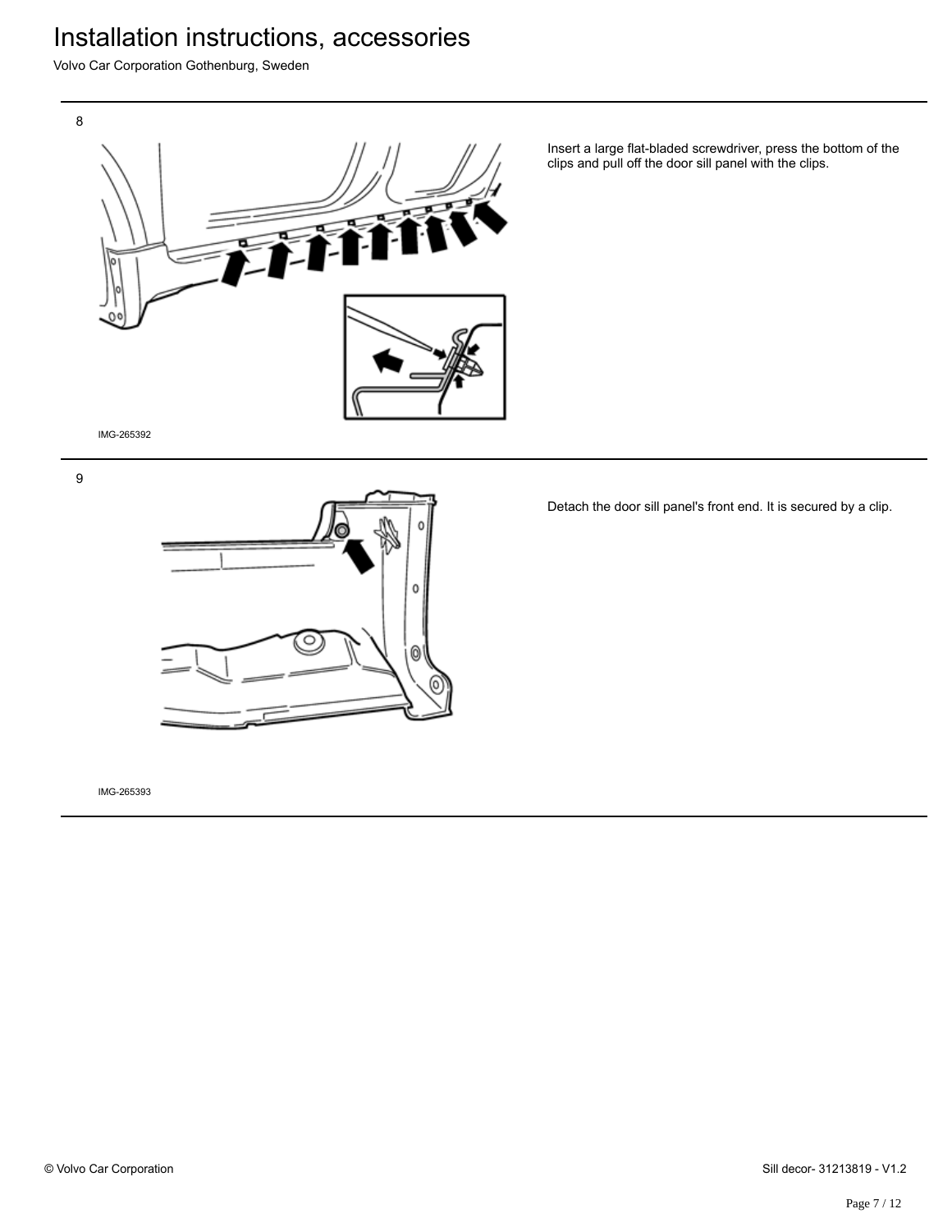8

Insert a large flat-bladed screwdriver, press the bottom of the clips and pull off the door sill panel with the clips.

IMG-265392

9

Detach the door sill panel's front end. It is secured by a clip.

IMG-265393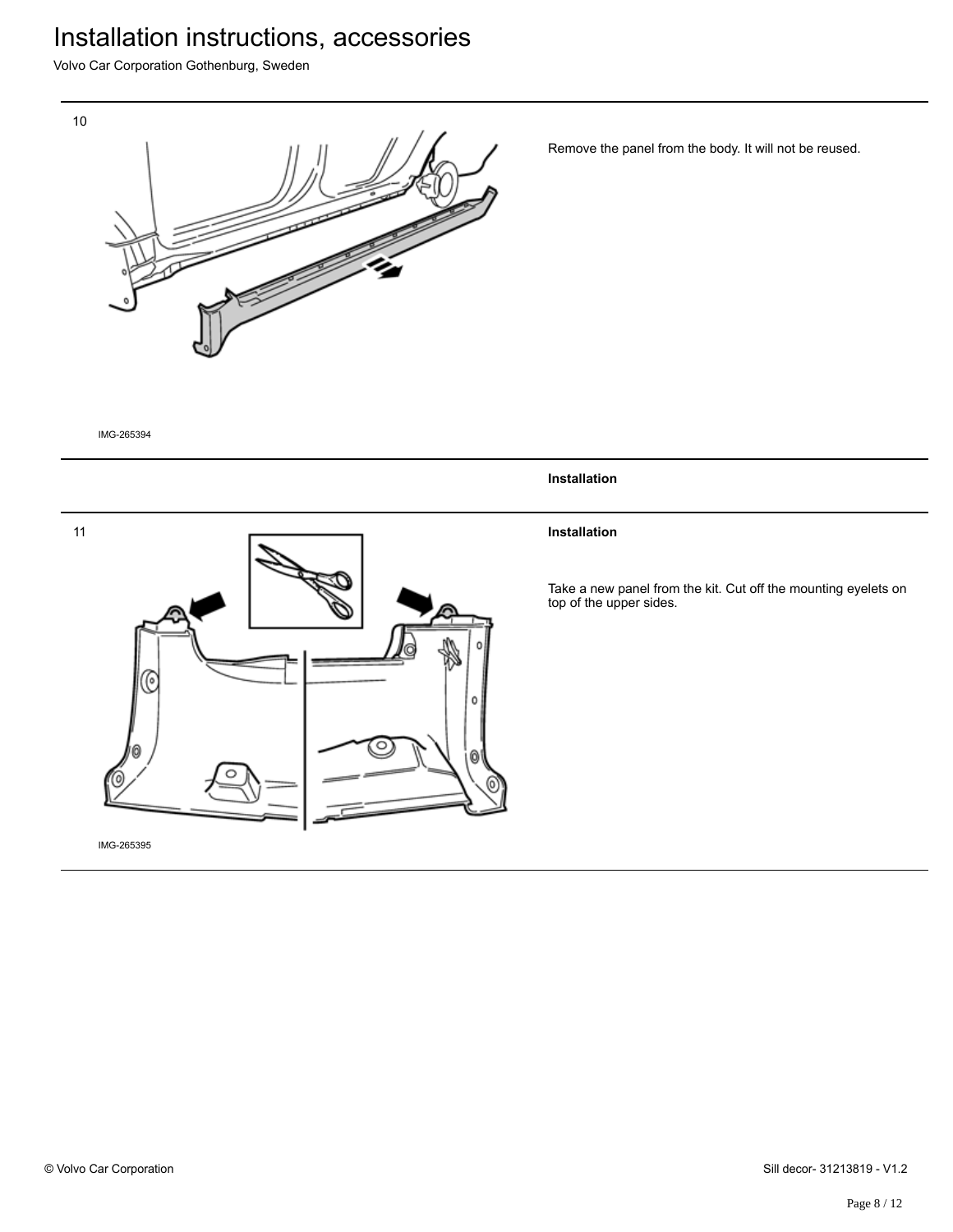10

Remove the panel from the body. It will not be reused.

IMG-265394

**Installation**

11

**Installation**

Take a new panel from the kit. Cut off the mounting eyelets on top of the upper sides.

IMG-265395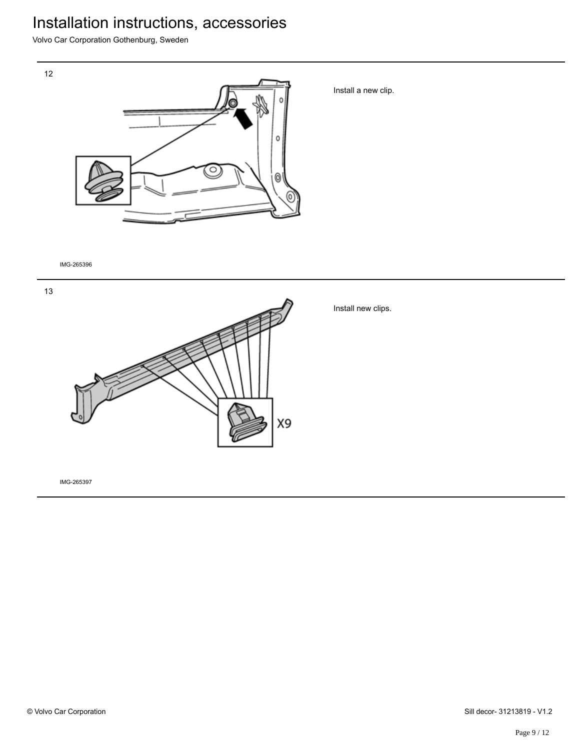12

Install a new clip.

IMG-265396

13

X9

Install new clips.

IMG-265397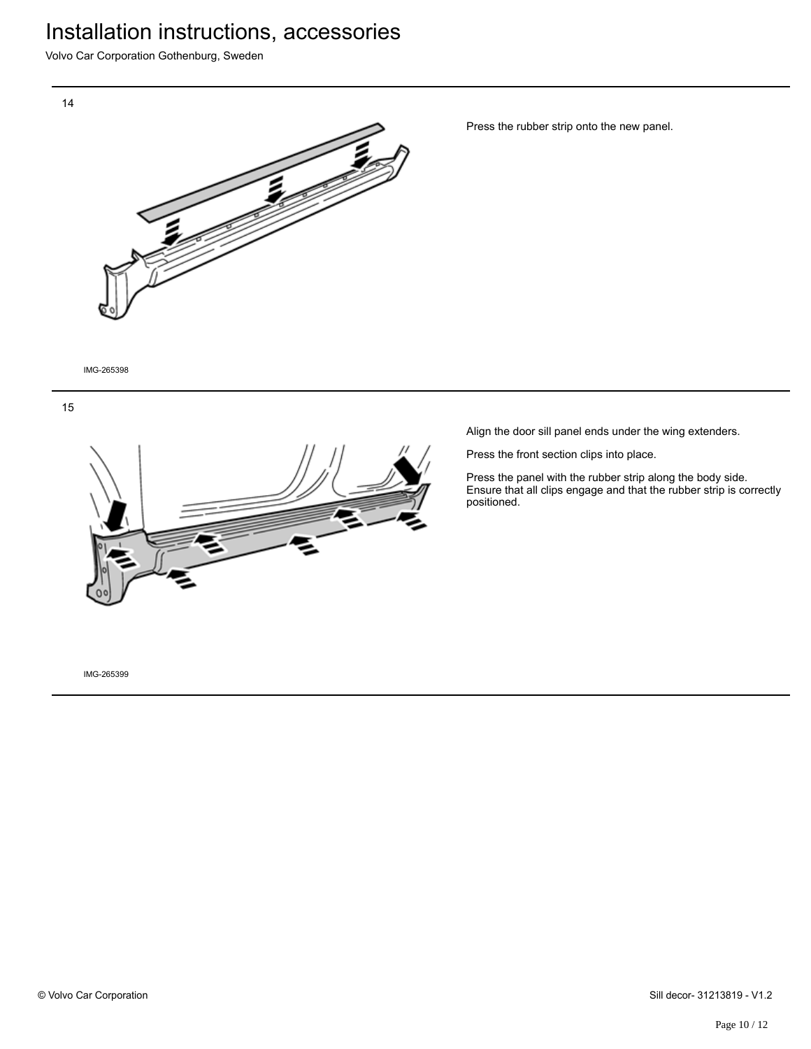14

Press the rubber strip onto the new panel.

IMG-265398

15

Align the door sill panel ends under the wing extenders.

Press the front section clips into place.

Press the panel with the rubber strip along the body side. Ensure that all clips engage and that the rubber strip is correctly positioned.

IMG-265399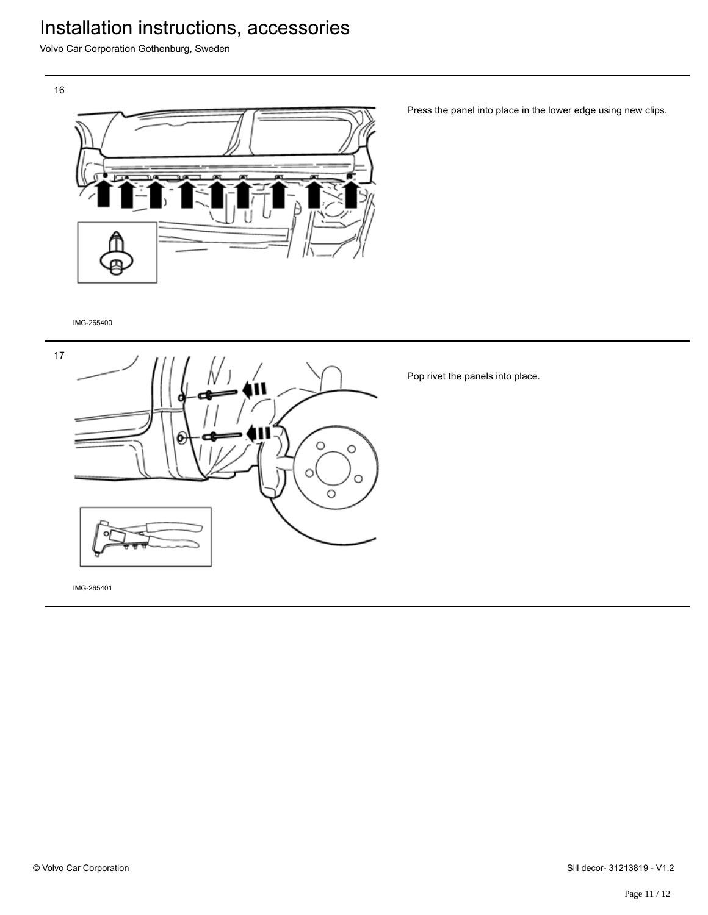16

Press the panel into place in the lower edge using new clips.

IMG-265400

17

Pop rivet the panels into place.

IMG-265401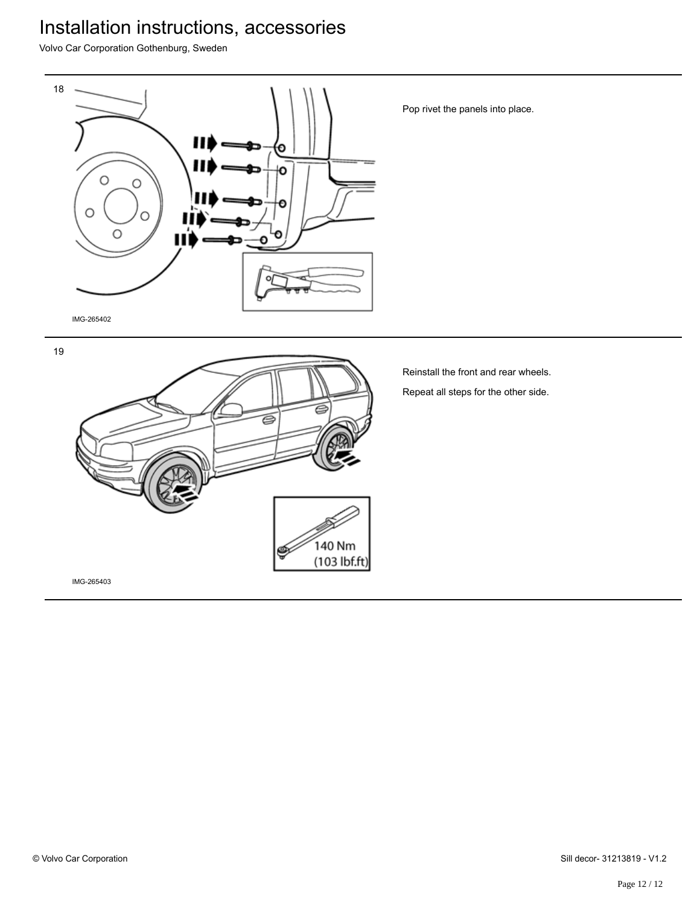18

IMG-265402

Pop rivet the panels into place.

19

140 Nm
(103 lbf.ft)

IMG-265403

Reinstall the front and rear wheels.

Repeat all steps for the other side.